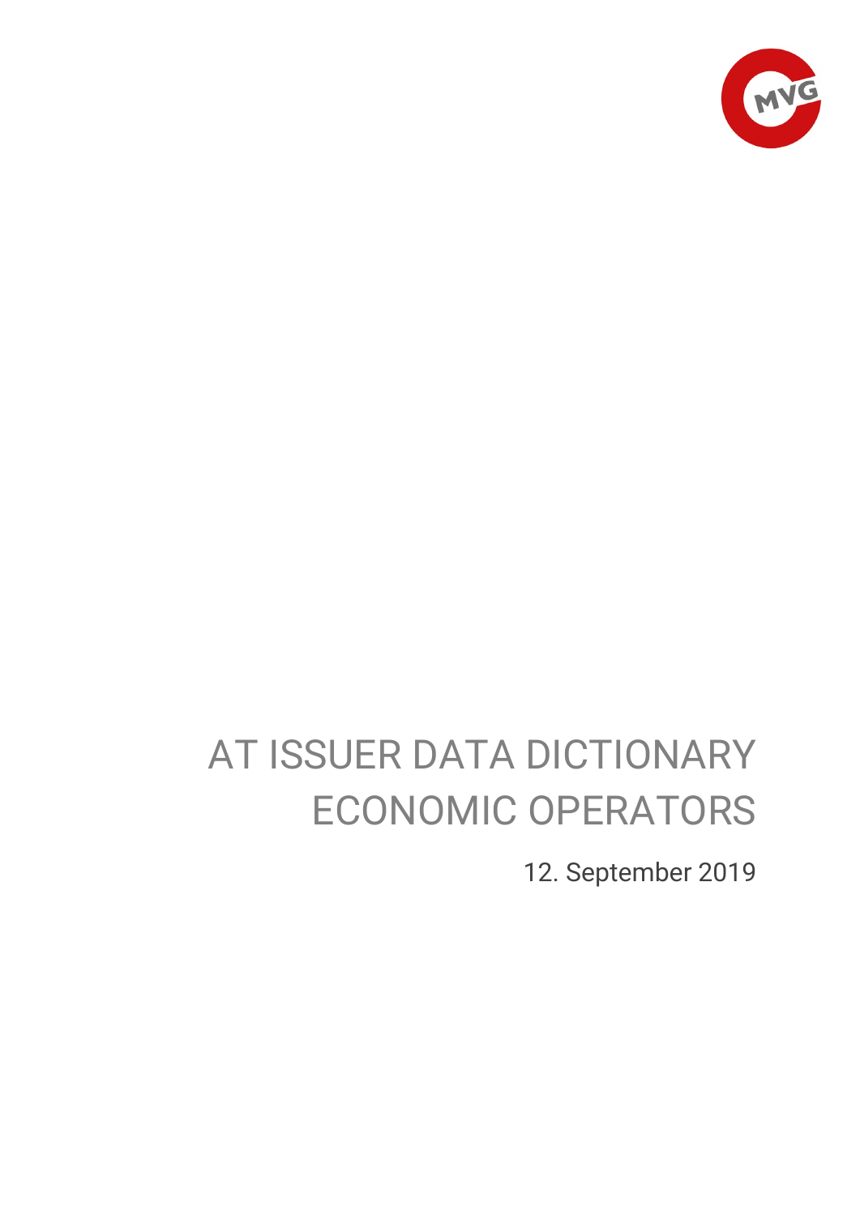# AT ISSUER DATA DICTIONARY ECONOMIC OPERATORS

12. September 2019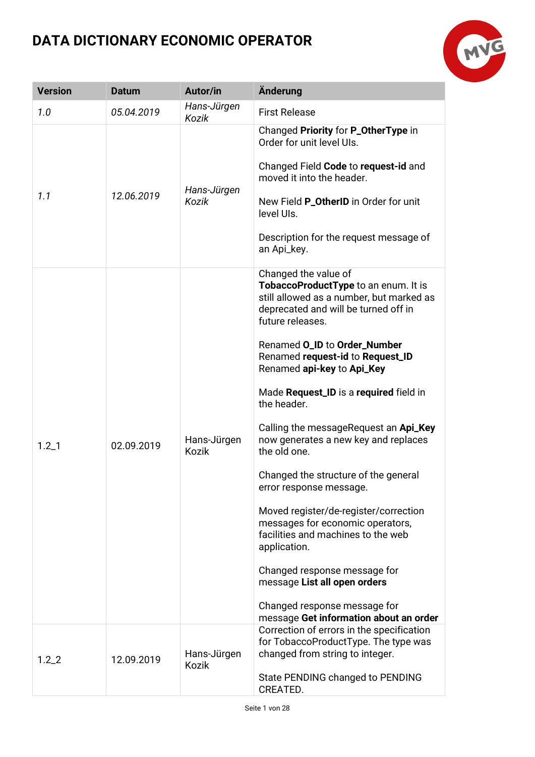# DATA DICTIONARY ECONOMIC OPERATOR

| Version | Datum | Autor/in | Änderung |
| --- | --- | --- | --- |
| *1.0* | *05.04.2019* | *Hans-Jürgen Kozik* | First Release |
| *1.1* | *12.06.2019* | *Hans-Jürgen Kozik* | Changed **Priority** for **P_OtherType** in Order for unit level UIs.<br><br>Changed Field **Code** to **request-id** and moved it into the header.<br><br>New Field **P_OtherID** in Order for unit level UIs.<br><br>Description for the request message of an Api_key. |
| 1.2_1 | 02.09.2019 | Hans-Jürgen Kozik | Changed the value of **TobaccoProductType** to an enum. It is still allowed as a number, but marked as deprecated and will be turned off in future releases.<br><br>Renamed **O_ID** to **Order_Number**<br>Renamed **request-id** to **Request_ID**<br>Renamed **api-key** to **Api_Key**<br><br>Made **Request_ID** is a **required** field in the header.<br><br>Calling the messageRequest an **Api_Key** now generates a new key and replaces the old one.<br><br>Changed the structure of the general error response message.<br><br>Moved register/de-register/correction messages for economic operators, facilities and machines to the web application.<br><br>Changed response message for message **List all open orders**<br><br>Changed response message for message **Get information about an order** |
| 1.2_2 | 12.09.2019 | Hans-Jürgen Kozik | Correction of errors in the specification for TobaccoProductType. The type was changed from string to integer.<br><br>State PENDING changed to PENDING CREATED. |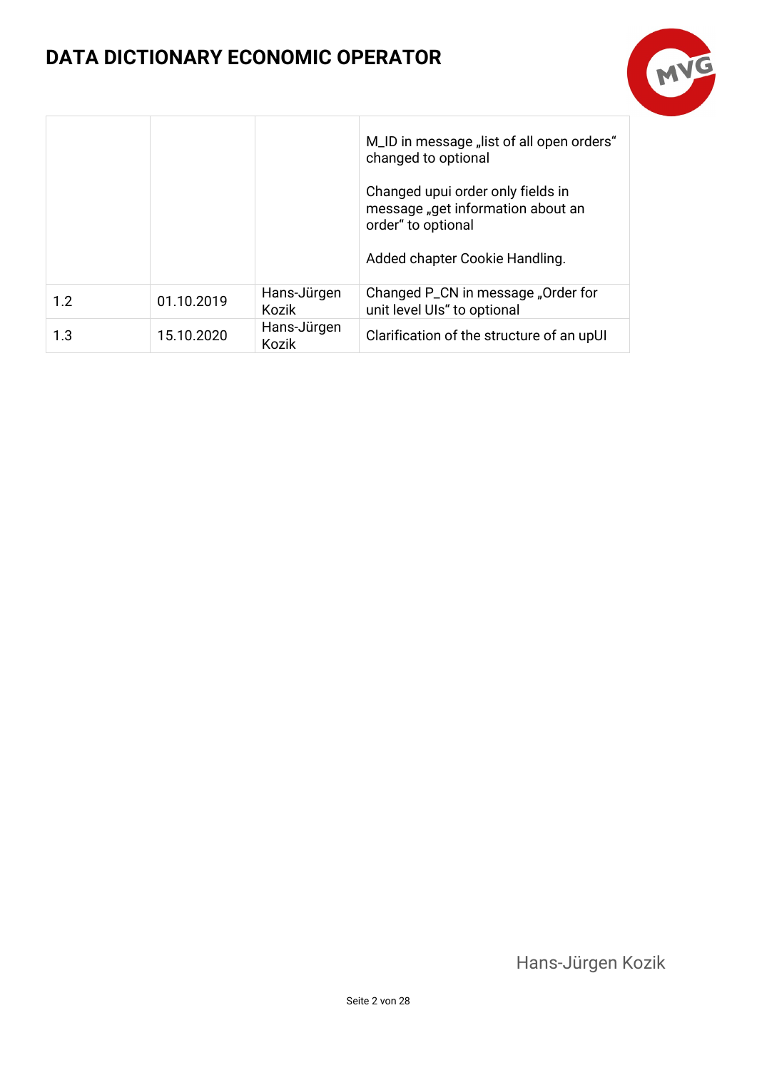| | | | |
|---|---|---|---|
| | | | M_ID in message „list of all open orders“ changed to optional<br><br>Changed upui order only fields in message „get information about an order“ to optional<br><br>Added chapter Cookie Handling. |
| 1.2 | 01.10.2019 | Hans-Jürgen Kozik | Changed P_CN in message „Order for unit level UIs“ to optional |
| 1.3 | 15.10.2020 | Hans-Jürgen Kozik | Clarification of the structure of an upUI |

Hans-Jürgen Kozik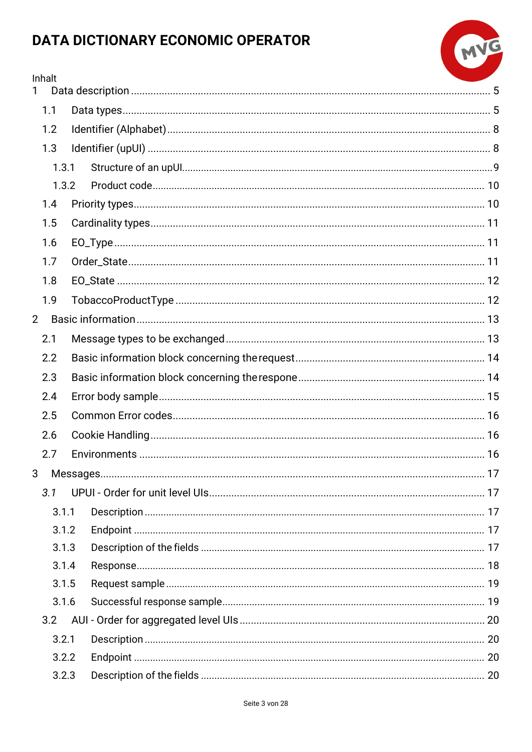# DATA DICTIONARY ECONOMIC OPERATOR

Inhalt

- 1 Data description ... 5
  - 1.1 Data types ... 5
  - 1.2 Identifier (Alphabet) ... 8
  - 1.3 Identifier (upUI) ... 8
    - 1.3.1 Structure of an upUI ... 9
    - 1.3.2 Product code ... 10
  - 1.4 Priority types ... 10
  - 1.5 Cardinality types ... 11
  - 1.6 EO_Type ... 11
  - 1.7 Order_State ... 11
  - 1.8 EO_State ... 12
  - 1.9 TobaccoProductType ... 12
- 2 Basic information ... 13
  - 2.1 Message types to be exchanged ... 13
  - 2.2 Basic information block concerning the request ... 14
  - 2.3 Basic information block concerning the respone ... 14
  - 2.4 Error body sample ... 15
  - 2.5 Common Error codes ... 16
  - 2.6 Cookie Handling ... 16
  - 2.7 Environments ... 16
- 3 Messages ... 17
  - *3.1* UPUI - Order for unit level UIs ... 17
    - 3.1.1 Description ... 17
    - 3.1.2 Endpoint ... 17
    - 3.1.3 Description of the fields ... 17
    - 3.1.4 Response ... 18
    - 3.1.5 Request sample ... 19
    - 3.1.6 Successful response sample ... 19
  - 3.2 AUI - Order for aggregated level UIs ... 20
    - 3.2.1 Description ... 20
    - 3.2.2 Endpoint ... 20
    - 3.2.3 Description of the fields ... 20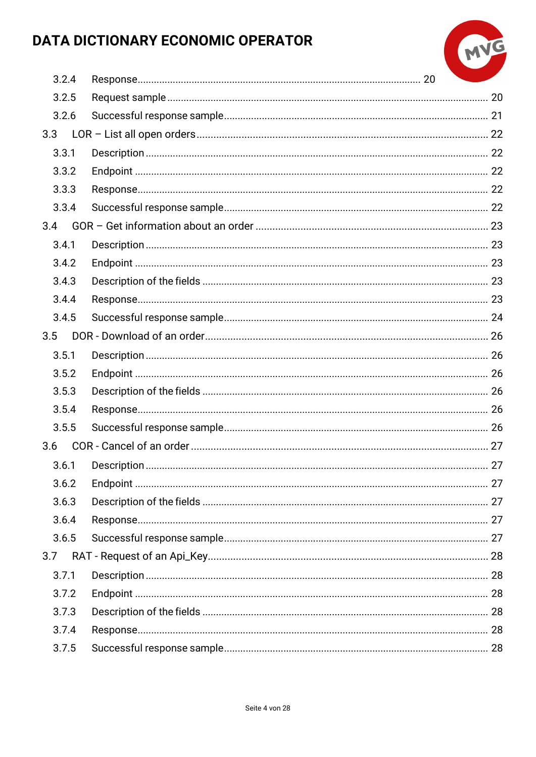3.2.4 Response ..... 20

3.2.5 Request sample ..... 20

3.2.6 Successful response sample ..... 21

3.3 LOR – List all open orders ..... 22

3.3.1 Description ..... 22

3.3.2 Endpoint ..... 22

3.3.3 Response ..... 22

3.3.4 Successful response sample ..... 22

3.4 GOR – Get information about an order ..... 23

3.4.1 Description ..... 23

3.4.2 Endpoint ..... 23

3.4.3 Description of the fields ..... 23

3.4.4 Response ..... 23

3.4.5 Successful response sample ..... 24

3.5 DOR - Download of an order ..... 26

3.5.1 Description ..... 26

3.5.2 Endpoint ..... 26

3.5.3 Description of the fields ..... 26

3.5.4 Response ..... 26

3.5.5 Successful response sample ..... 26

3.6 COR - Cancel of an order ..... 27

3.6.1 Description ..... 27

3.6.2 Endpoint ..... 27

3.6.3 Description of the fields ..... 27

3.6.4 Response ..... 27

3.6.5 Successful response sample ..... 27

3.7 RAT - Request of an Api_Key ..... 28

3.7.1 Description ..... 28

3.7.2 Endpoint ..... 28

3.7.3 Description of the fields ..... 28

3.7.4 Response ..... 28

3.7.5 Successful response sample ..... 28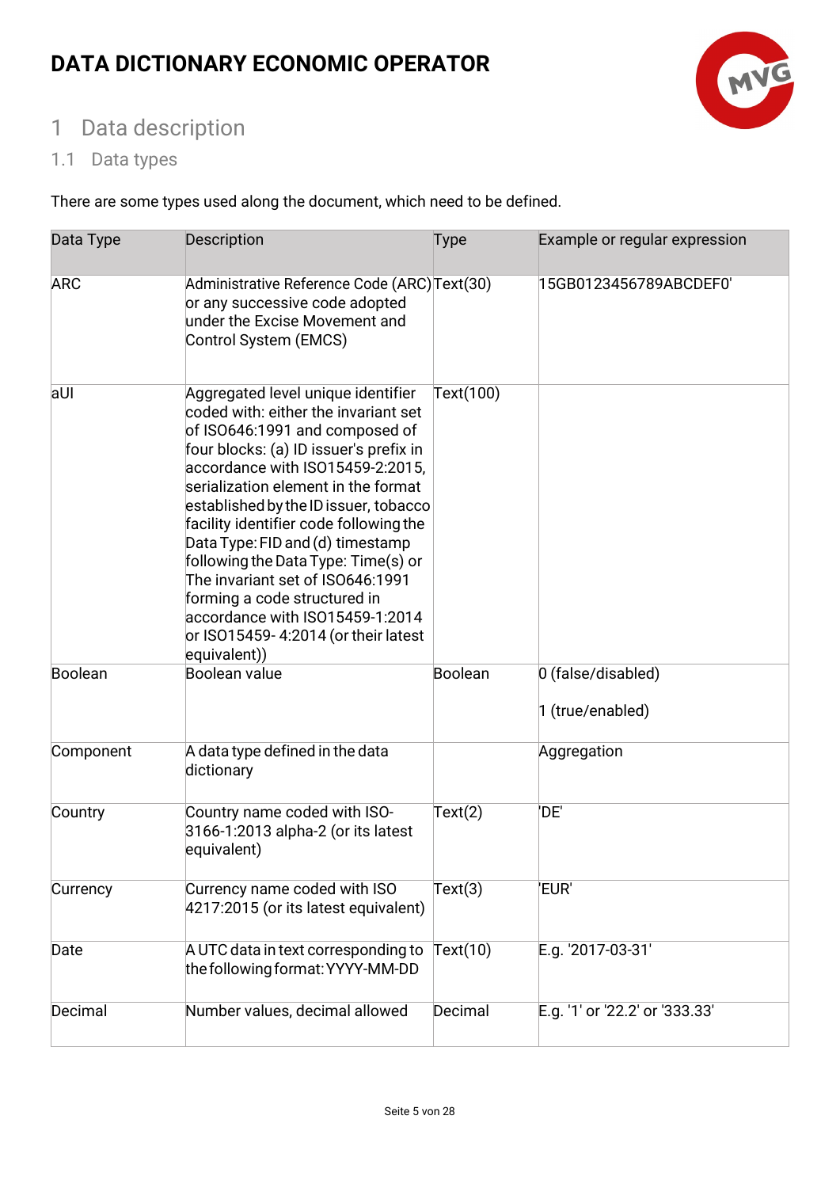# DATA DICTIONARY ECONOMIC OPERATOR

## 1 Data description

### 1.1 Data types

There are some types used along the document, which need to be defined.

| Data Type | Description | Type | Example or regular expression |
|---|---|---|---|
| ARC | Administrative Reference Code (ARC) or any successive code adopted under the Excise Movement and Control System (EMCS) | Text(30) | 15GB0123456789ABCDEF0' |
| aUI | Aggregated level unique identifier coded with: either the invariant set of ISO646:1991 and composed of four blocks: (a) ID issuer's prefix in accordance with ISO15459-2:2015, serialization element in the format established by the ID issuer, tobacco facility identifier code following the Data Type: FID and (d) timestamp following the Data Type: Time(s) or The invariant set of ISO646:1991 forming a code structured in accordance with ISO15459-1:2014 or ISO15459- 4:2014 (or their latest equivalent)) | Text(100) | |
| Boolean | Boolean value | Boolean | 0 (false/disabled)<br><br>1 (true/enabled) |
| Component | A data type defined in the data dictionary | | Aggregation |
| Country | Country name coded with ISO-3166-1:2013 alpha-2 (or its latest equivalent) | Text(2) | 'DE' |
| Currency | Currency name coded with ISO 4217:2015 (or its latest equivalent) | Text(3) | 'EUR' |
| Date | A UTC data in text corresponding to the following format: YYYY-MM-DD | Text(10) | E.g. '2017-03-31' |
| Decimal | Number values, decimal allowed | Decimal | E.g. '1' or '22.2' or '333.33' |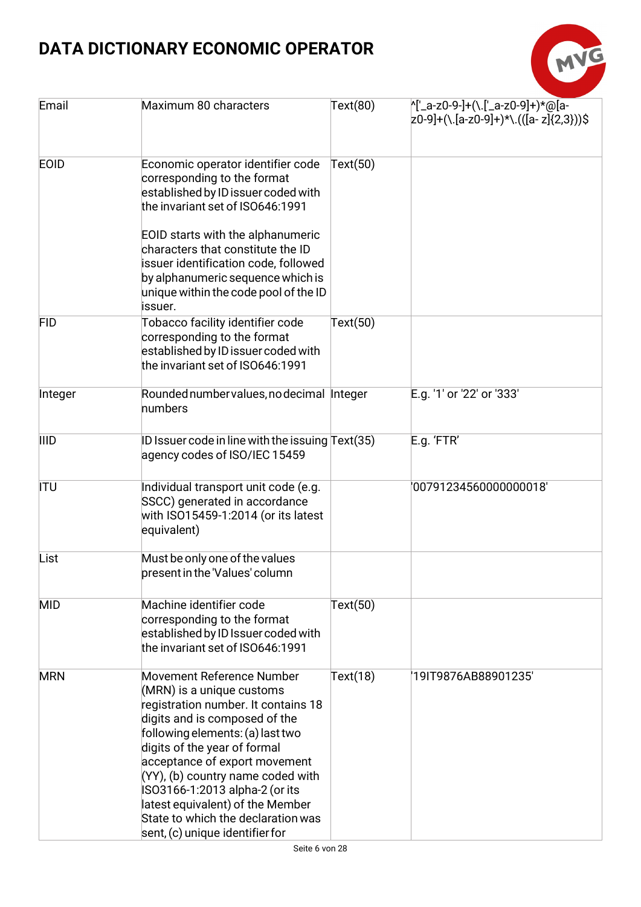# DATA DICTIONARY ECONOMIC OPERATOR

| | | | |
|---|---|---|---|
| Email | Maximum 80 characters | Text(80) | ^['_a-z0-9-]+(\.['_a-z0-9]+)*@[a-z0-9]+(\.[a-z0-9]+)*\.(([a- z]{2,3}))$ |
| EOID | Economic operator identifier code corresponding to the format established by ID issuer coded with the invariant set of ISO646:1991<br><br>EOID starts with the alphanumeric characters that constitute the ID issuer identification code, followed by alphanumeric sequence which is unique within the code pool of the ID issuer. | Text(50) | |
| FID | Tobacco facility identifier code corresponding to the format established by ID issuer coded with the invariant set of ISO646:1991 | Text(50) | |
| Integer | Rounded number values, no decimal numbers | Integer | E.g. '1' or '22' or '333' |
| IIID | ID Issuer code in line with the issuing agency codes of ISO/IEC 15459 | Text(35) | E.g. 'FTR' |
| ITU | Individual transport unit code (e.g. SSCC) generated in accordance with ISO15459-1:2014 (or its latest equivalent) | | '00791234560000000018' |
| List | Must be only one of the values present in the 'Values' column | | |
| MID | Machine identifier code corresponding to the format established by ID Issuer coded with the invariant set of ISO646:1991 | Text(50) | |
| MRN | Movement Reference Number (MRN) is a unique customs registration number. It contains 18 digits and is composed of the following elements: (a) last two digits of the year of formal acceptance of export movement (YY), (b) country name coded with ISO3166-1:2013 alpha-2 (or its latest equivalent) of the Member State to which the declaration was sent, (c) unique identifier for | Text(18) | '19IT9876AB88901235' |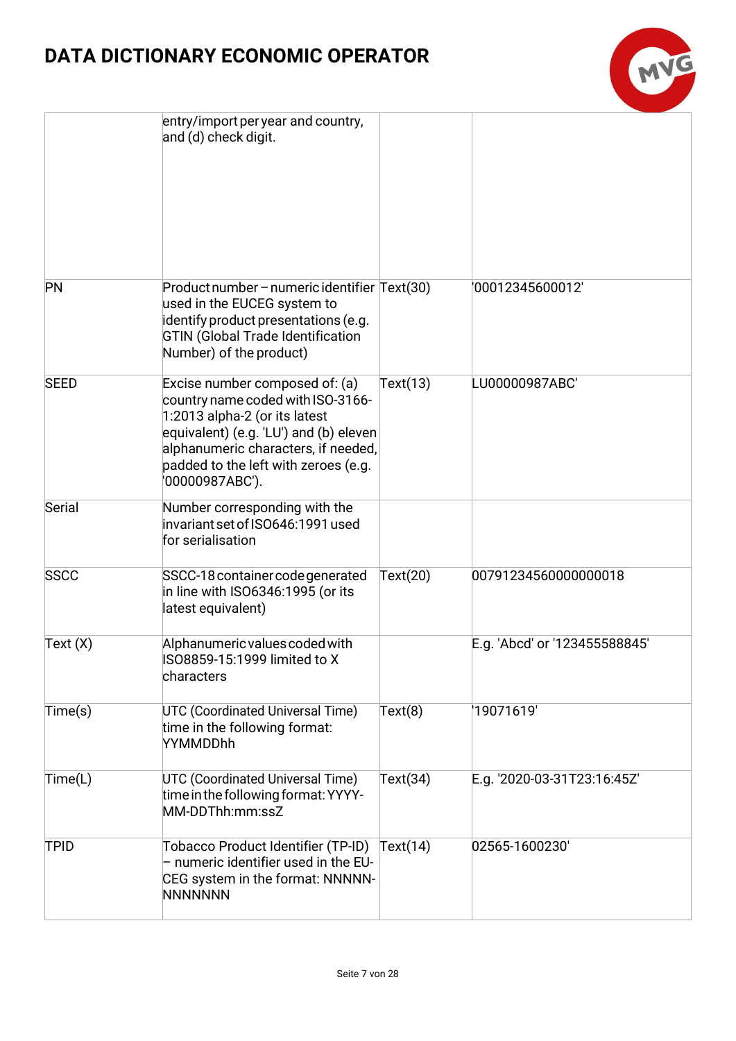| | | | |
|---|---|---|---|
| | entry/import per year and country, and (d) check digit. | | |
| PN | Product number – numeric identifier used in the EUCEG system to identify product presentations (e.g. GTIN (Global Trade Identification Number) of the product) | Text(30) | '00012345600012' |
| SEED | Excise number composed of: (a) country name coded with ISO-3166-1:2013 alpha-2 (or its latest equivalent) (e.g. 'LU') and (b) eleven alphanumeric characters, if needed, padded to the left with zeroes (e.g. '00000987ABC'). | Text(13) | LU00000987ABC' |
| Serial | Number corresponding with the invariant set of ISO646:1991 used for serialisation | | |
| SSCC | SSCC-18 container code generated in line with ISO6346:1995 (or its latest equivalent) | Text(20) | 00791234560000000018 |
| Text (X) | Alphanumeric values coded with ISO8859-15:1999 limited to X characters | | E.g. 'Abcd' or '123455588845' |
| Time(s) | UTC (Coordinated Universal Time) time in the following format: YYMMDDhh | Text(8) | '19071619' |
| Time(L) | UTC (Coordinated Universal Time) time in the following format: YYYY-MM-DDThh:mm:ssZ | Text(34) | E.g. '2020-03-31T23:16:45Z' |
| TPID | Tobacco Product Identifier (TP-ID) – numeric identifier used in the EU-CEG system in the format: NNNNN-NNNNNNN | Text(14) | 02565-1600230' |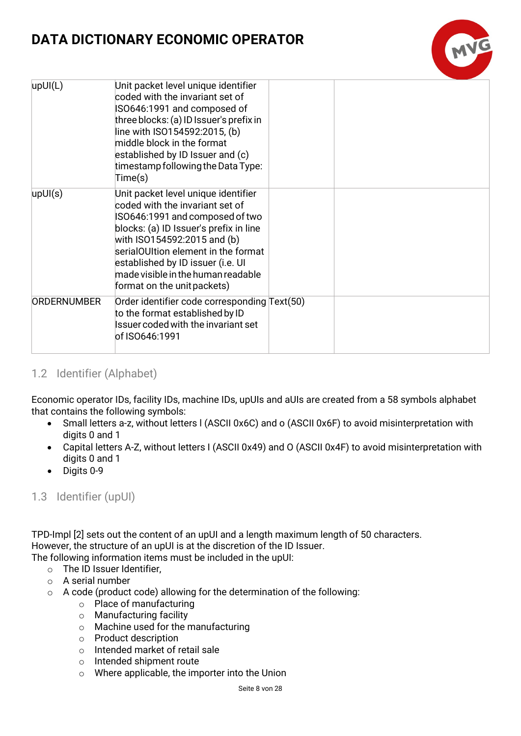| | | | |
|---|---|---|---|
| upUI(L) | Unit packet level unique identifier coded with the invariant set of ISO646:1991 and composed of three blocks: (a) ID Issuer's prefix in line with ISO154592:2015, (b) middle block in the format established by ID Issuer and (c) timestamp following the Data Type: Time(s) | | |
| upUI(s) | Unit packet level unique identifier coded with the invariant set of ISO646:1991 and composed of two blocks: (a) ID Issuer's prefix in line with ISO154592:2015 and (b) serialOUItion element in the format established by ID issuer (i.e. UI made visible in the human readable format on the unit packets) | | |
| ORDERNUMBER | Order identifier code corresponding to the format established by ID Issuer coded with the invariant set of ISO646:1991 | Text(50) | |

## 1.2 Identifier (Alphabet)

Economic operator IDs, facility IDs, machine IDs, upUIs and aUIs are created from a 58 symbols alphabet that contains the following symbols:

- Small letters a-z, without letters l (ASCII 0x6C) and o (ASCII 0x6F) to avoid misinterpretation with digits 0 and 1
- Capital letters A-Z, without letters I (ASCII 0x49) and O (ASCII 0x4F) to avoid misinterpretation with digits 0 and 1
- Digits 0-9

## 1.3 Identifier (upUI)

TPD-Impl [2] sets out the content of an upUI and a length maximum length of 50 characters.
However, the structure of an upUI is at the discretion of the ID Issuer.
The following information items must be included in the upUI:

- The ID Issuer Identifier,
- A serial number
- A code (product code) allowing for the determination of the following:
    - Place of manufacturing
    - Manufacturing facility
    - Machine used for the manufacturing
    - Product description
    - Intended market of retail sale
    - Intended shipment route
    - Where applicable, the importer into the Union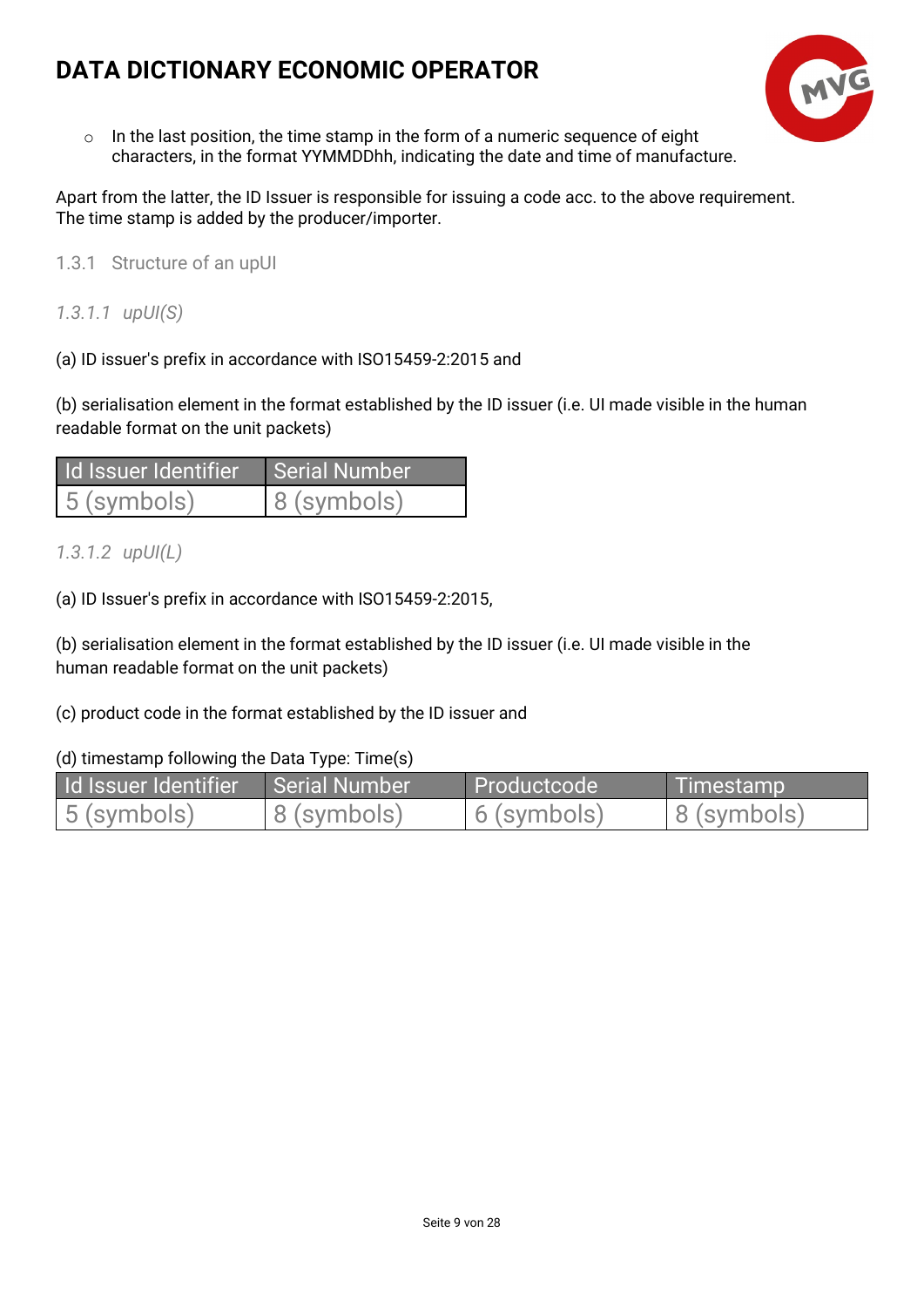- In the last position, the time stamp in the form of a numeric sequence of eight characters, in the format YYMMDDhh, indicating the date and time of manufacture.

Apart from the latter, the ID Issuer is responsible for issuing a code acc. to the above requirement. The time stamp is added by the producer/importer.

### 1.3.1 Structure of an upUI

#### *1.3.1.1 upUI(S)*

(a) ID issuer's prefix in accordance with ISO15459-2:2015 and

(b) serialisation element in the format established by the ID issuer (i.e. UI made visible in the human readable format on the unit packets)

| Id Issuer Identifier | Serial Number |
|---|---|
| 5 (symbols) | 8 (symbols) |

#### *1.3.1.2 upUI(L)*

(a) ID Issuer's prefix in accordance with ISO15459-2:2015,

(b) serialisation element in the format established by the ID issuer (i.e. UI made visible in the human readable format on the unit packets)

(c) product code in the format established by the ID issuer and

(d) timestamp following the Data Type: Time(s)

| Id Issuer Identifier | Serial Number | Productcode | Timestamp |
|---|---|---|---|
| 5 (symbols) | 8 (symbols) | 6 (symbols) | 8 (symbols) |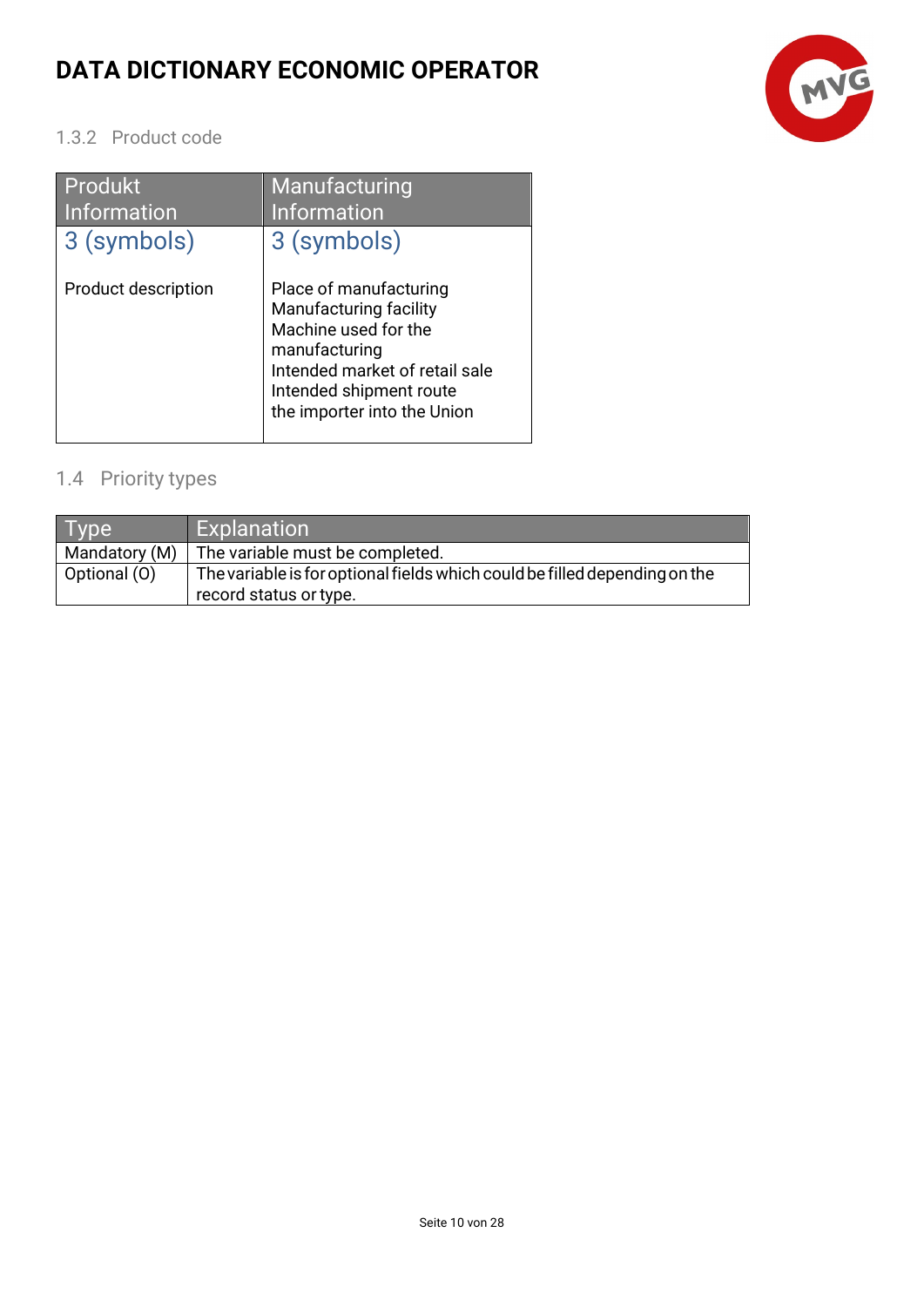### 1.3.2 Product code

| Produkt Information | Manufacturing Information |
|---|---|
| 3 (symbols)<br><br>Product description | 3 (symbols)<br><br>Place of manufacturing<br>Manufacturing facility<br>Machine used for the manufacturing<br>Intended market of retail sale<br>Intended shipment route<br>the importer into the Union |

## 1.4 Priority types

| Type | Explanation |
|---|---|
| Mandatory (M) | The variable must be completed. |
| Optional (O) | The variable is for optional fields which could be filled depending on the record status or type. |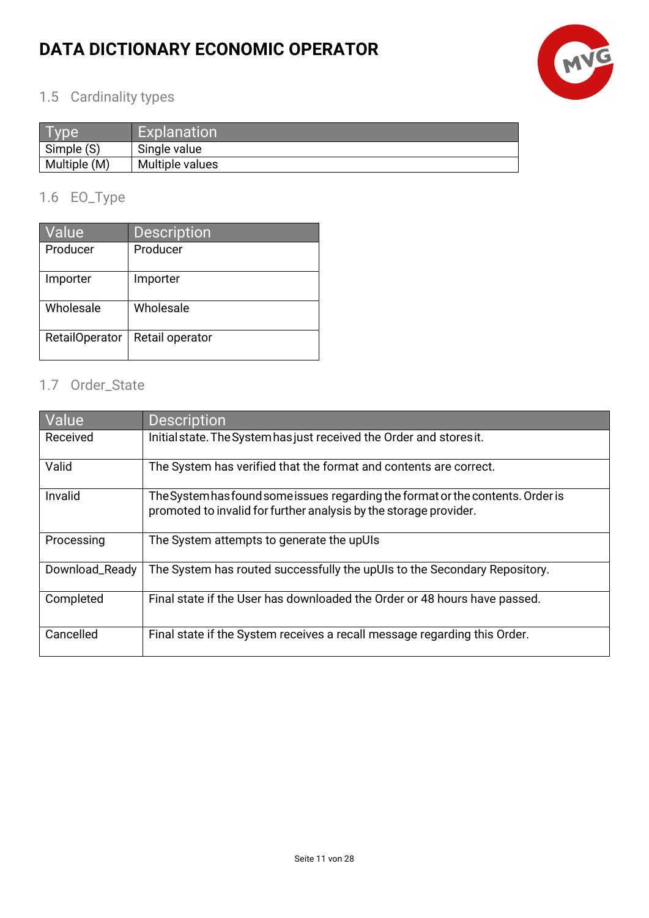### 1.5 Cardinality types

| Type | Explanation |
|---|---|
| Simple (S) | Single value |
| Multiple (M) | Multiple values |

### 1.6 EO_Type

| Value | Description |
|---|---|
| Producer | Producer |
| Importer | Importer |
| Wholesale | Wholesale |
| RetailOperator | Retail operator |

### 1.7 Order_State

| Value | Description |
|---|---|
| Received | Initial state. The System has just received the Order and stores it. |
| Valid | The System has verified that the format and contents are correct. |
| Invalid | The System has found some issues regarding the format or the contents. Order is promoted to invalid for further analysis by the storage provider. |
| Processing | The System attempts to generate the upUIs |
| Download_Ready | The System has routed successfully the upUIs to the Secondary Repository. |
| Completed | Final state if the User has downloaded the Order or 48 hours have passed. |
| Cancelled | Final state if the System receives a recall message regarding this Order. |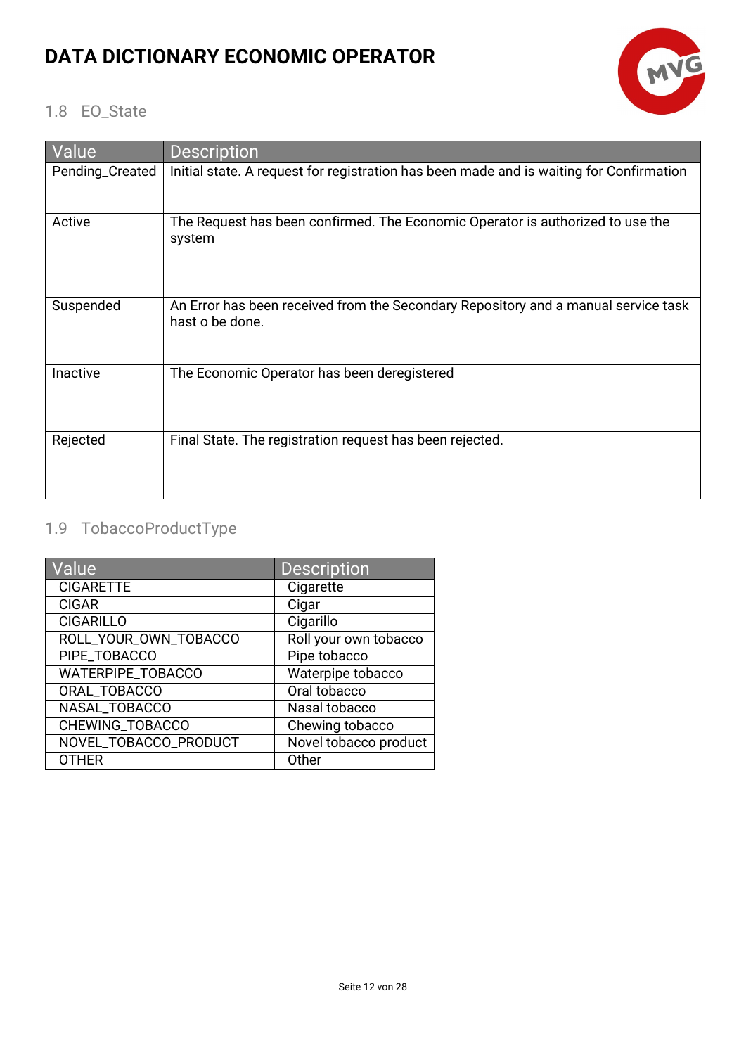## 1.8 EO_State

| Value | Description |
|---|---|
| Pending_Created | Initial state. A request for registration has been made and is waiting for Confirmation |
| Active | The Request has been confirmed. The Economic Operator is authorized to use the system |
| Suspended | An Error has been received from the Secondary Repository and a manual service task hast o be done. |
| Inactive | The Economic Operator has been deregistered |
| Rejected | Final State. The registration request has been rejected. |

## 1.9 TobaccoProductType

| Value | Description |
|---|---|
| CIGARETTE | Cigarette |
| CIGAR | Cigar |
| CIGARILLO | Cigarillo |
| ROLL_YOUR_OWN_TOBACCO | Roll your own tobacco |
| PIPE_TOBACCO | Pipe tobacco |
| WATERPIPE_TOBACCO | Waterpipe tobacco |
| ORAL_TOBACCO | Oral tobacco |
| NASAL_TOBACCO | Nasal tobacco |
| CHEWING_TOBACCO | Chewing tobacco |
| NOVEL_TOBACCO_PRODUCT | Novel tobacco product |
| OTHER | Other |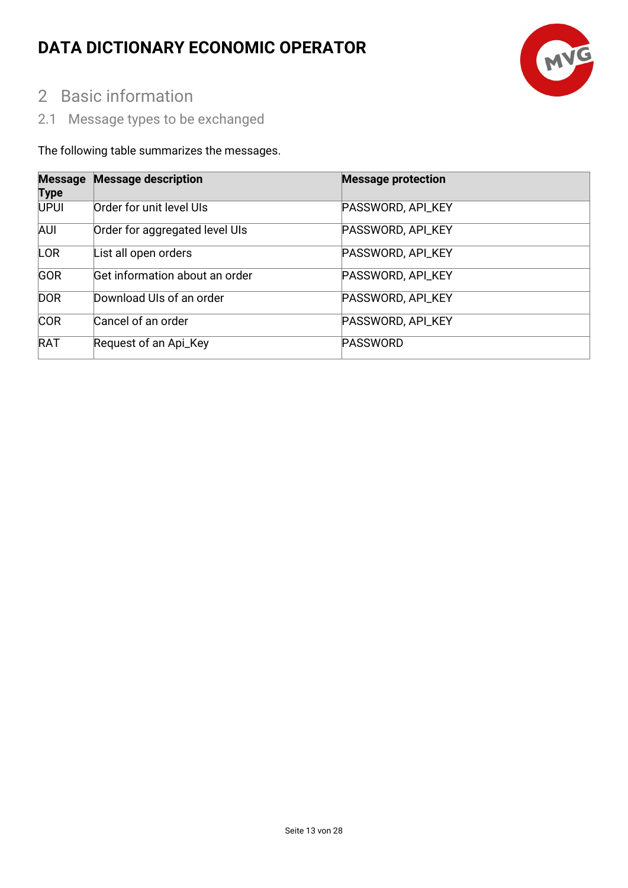# 2 Basic information

## 2.1 Message types to be exchanged

The following table summarizes the messages.

| Message Type | Message description | Message protection |
|---|---|---|
| UPUI | Order for unit level UIs | PASSWORD, API_KEY |
| AUI | Order for aggregated level UIs | PASSWORD, API_KEY |
| LOR | List all open orders | PASSWORD, API_KEY |
| GOR | Get information about an order | PASSWORD, API_KEY |
| DOR | Download UIs of an order | PASSWORD, API_KEY |
| COR | Cancel of an order | PASSWORD, API_KEY |
| RAT | Request of an Api_Key | PASSWORD |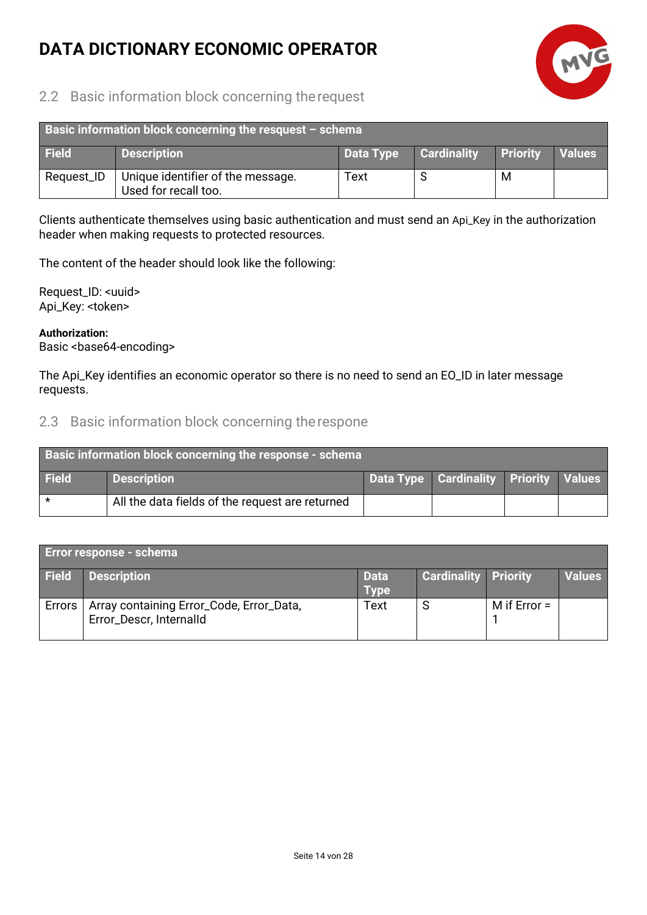## 2.2 Basic information block concerning the request

| Basic information block concerning the resquest – schema | | | | | |
|---|---|---|---|---|---|
| **Field** | **Description** | **Data Type** | **Cardinality** | **Priority** | **Values** |
| Request_ID | Unique identifier of the message. Used for recall too. | Text | S | M | |

Clients authenticate themselves using basic authentication and must send an Api_Key in the authorization header when making requests to protected resources.

The content of the header should look like the following:

Request_ID: <uuid>
Api_Key: <token>

**Authorization:**
Basic <base64-encoding>

The Api_Key identifies an economic operator so there is no need to send an EO_ID in later message requests.

## 2.3 Basic information block concerning the respone

| Basic information block concerning the response - schema | | | | | |
|---|---|---|---|---|---|
| **Field** | **Description** | **Data Type** | **Cardinality** | **Priority** | **Values** |
| * | All the data fields of the request are returned | | | | |

| Error response - schema | | | | | |
|---|---|---|---|---|---|
| **Field** | **Description** | **Data Type** | **Cardinality** | **Priority** | **Values** |
| Errors | Array containing Error_Code, Error_Data, Error_Descr, InternalId | Text | S | M if Error = 1 | |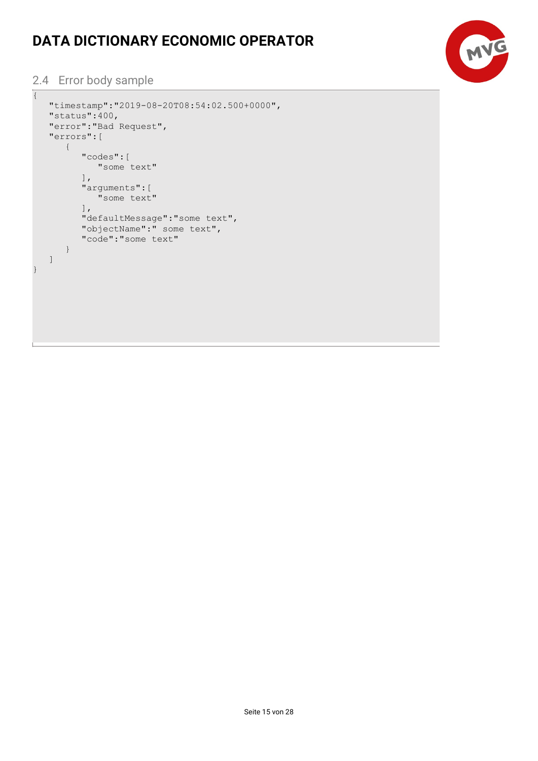## 2.4 Error body sample

```
{
   "timestamp":"2019-08-20T08:54:02.500+0000",
   "status":400,
   "error":"Bad Request",
   "errors":[
      {
         "codes":[
            "some text"
         ],
         "arguments":[
            "some text"
         ],
         "defaultMessage":"some text",
         "objectName":" some text",
         "code":"some text"
      }
   ]
}
```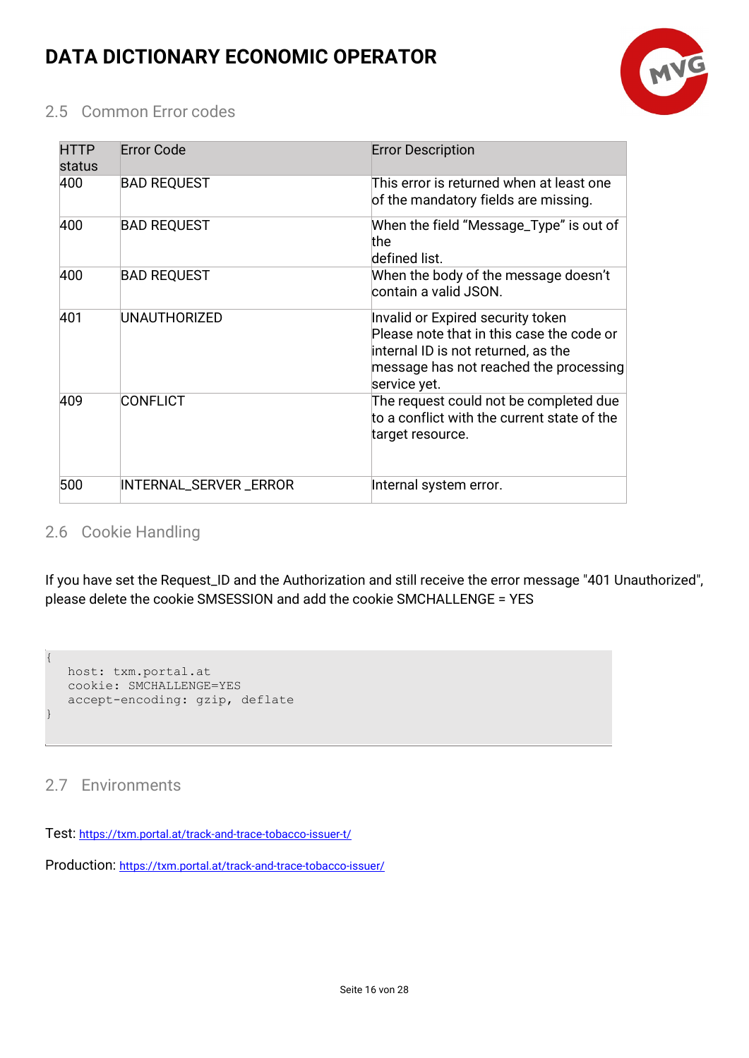## 2.5 Common Error codes

| HTTP status | Error Code | Error Description |
|---|---|---|
| 400 | BAD REQUEST | This error is returned when at least one of the mandatory fields are missing. |
| 400 | BAD REQUEST | When the field "Message_Type" is out of the defined list. |
| 400 | BAD REQUEST | When the body of the message doesn't contain a valid JSON. |
| 401 | UNAUTHORIZED | Invalid or Expired security token Please note that in this case the code or internal ID is not returned, as the message has not reached the processing service yet. |
| 409 | CONFLICT | The request could not be completed due to a conflict with the current state of the target resource. |
| 500 | INTERNAL_SERVER _ERROR | Internal system error. |

## 2.6 Cookie Handling

If you have set the Request_ID and the Authorization and still receive the error message "401 Unauthorized", please delete the cookie SMSESSION and add the cookie SMCHALLENGE = YES

```
{
   host: txm.portal.at
   cookie: SMCHALLENGE=YES
   accept-encoding: gzip, deflate
}
```

## 2.7 Environments

Test: https://txm.portal.at/track-and-trace-tobacco-issuer-t/

Production: https://txm.portal.at/track-and-trace-tobacco-issuer/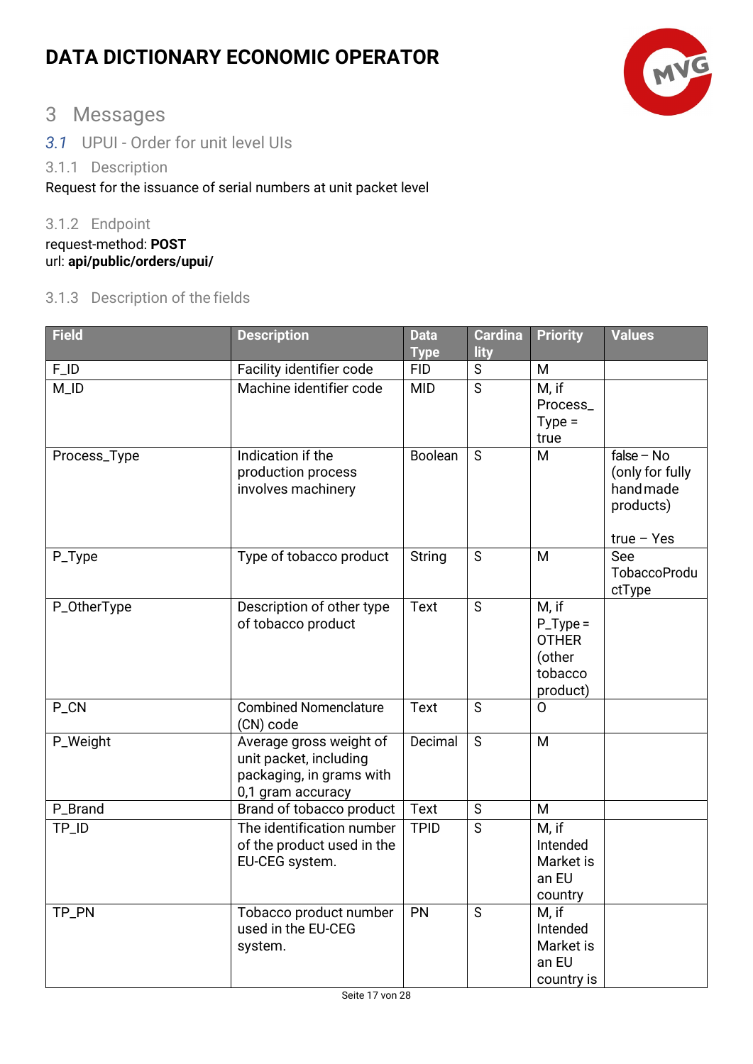# DATA DICTIONARY ECONOMIC OPERATOR

## 3 Messages

### 3.1 UPUI - Order for unit level UIs

#### 3.1.1 Description

Request for the issuance of serial numbers at unit packet level

#### 3.1.2 Endpoint

request-method: **POST**
url: **api/public/orders/upui/**

#### 3.1.3 Description of the fields

| Field | Description | Data Type | Cardinality | Priority | Values |
|---|---|---|---|---|---|
| F_ID | Facility identifier code | FID | S | M | |
| M_ID | Machine identifier code | MID | S | M, if Process_Type = true | |
| Process_Type | Indication if the production process involves machinery | Boolean | S | M | false – No (only for fully handmade products)<br><br>true – Yes |
| P_Type | Type of tobacco product | String | S | M | See TobaccoProductType |
| P_OtherType | Description of other type of tobacco product | Text | S | M, if P_Type = OTHER (other tobacco product) | |
| P_CN | Combined Nomenclature (CN) code | Text | S | O | |
| P_Weight | Average gross weight of unit packet, including packaging, in grams with 0,1 gram accuracy | Decimal | S | M | |
| P_Brand | Brand of tobacco product | Text | S | M | |
| TP_ID | The identification number of the product used in the EU-CEG system. | TPID | S | M, if Intended Market is an EU country | |
| TP_PN | Tobacco product number used in the EU-CEG system. | PN | S | M, if Intended Market is an EU country is | |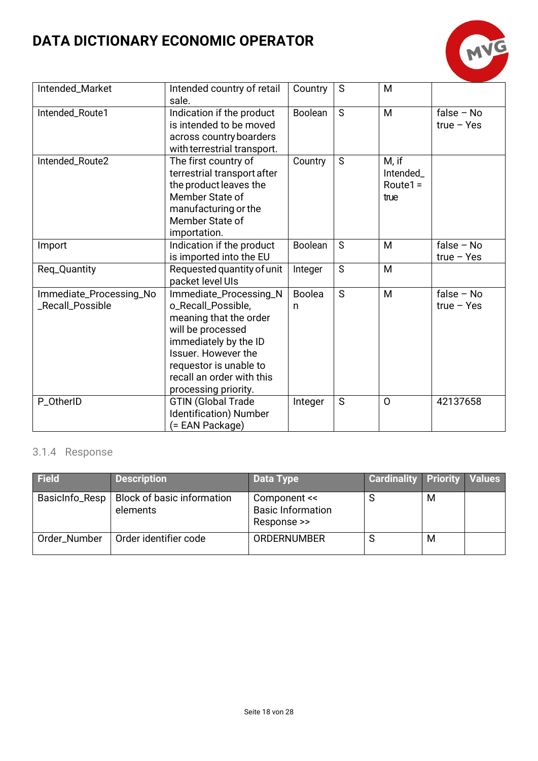| Intended_Market | Intended country of retail sale. | Country | S | M | |
|---|---|---|---|---|---|
| Intended_Route1 | Indication if the product is intended to be moved across country boarders with terrestrial transport. | Boolean | S | M | false – No true – Yes |
| Intended_Route2 | The first country of terrestrial transport after the product leaves the Member State of manufacturing or the Member State of importation. | Country | S | M, if Intended_Route1 = true | |
| Import | Indication if the product is imported into the EU | Boolean | S | M | false – No true – Yes |
| Req_Quantity | Requested quantity of unit packet level UIs | Integer | S | M | |
| Immediate_Processing_No_Recall_Possible | Immediate_Processing_No_Recall_Possible, meaning that the order will be processed immediately by the ID Issuer. However the requestor is unable to recall an order with this processing priority. | Boolean | S | M | false – No true – Yes |
| P_OtherID | GTIN (Global Trade Identification) Number (= EAN Package) | Integer | S | O | 42137658 |

### 3.1.4 Response

| Field | Description | Data Type | Cardinality | Priority | Values |
|---|---|---|---|---|---|
| BasicInfo_Resp | Block of basic information elements | Component << Basic Information Response >> | S | M | |
| Order_Number | Order identifier code | ORDERNUMBER | S | M | |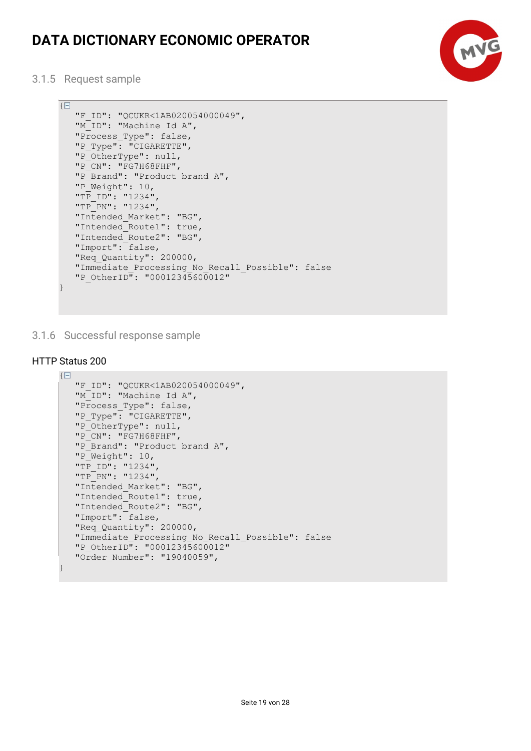### 3.1.5 Request sample

```
{
   "F_ID": "QCUKR<1AB020054000049",
   "M_ID": "Machine Id A",
   "Process_Type": false,
   "P_Type": "CIGARETTE",
   "P_OtherType": null,
   "P_CN": "FG7H68FHF",
   "P_Brand": "Product brand A",
   "P_Weight": 10,
   "TP_ID": "1234",
   "TP_PN": "1234",
   "Intended_Market": "BG",
   "Intended_Route1": true,
   "Intended_Route2": "BG",
   "Import": false,
   "Req_Quantity": 200000,
   "Immediate_Processing_No_Recall_Possible": false
   "P_OtherID": "00012345600012"
}
```

### 3.1.6 Successful response sample

HTTP Status 200

```
{
   "F_ID": "QCUKR<1AB020054000049",
   "M_ID": "Machine Id A",
   "Process_Type": false,
   "P_Type": "CIGARETTE",
   "P_OtherType": null,
   "P_CN": "FG7H68FHF",
   "P_Brand": "Product brand A",
   "P_Weight": 10,
   "TP_ID": "1234",
   "TP_PN": "1234",
   "Intended_Market": "BG",
   "Intended_Route1": true,
   "Intended_Route2": "BG",
   "Import": false,
   "Req_Quantity": 200000,
   "Immediate_Processing_No_Recall_Possible": false
   "P_OtherID": "00012345600012"
   "Order_Number": "19040059",
}
```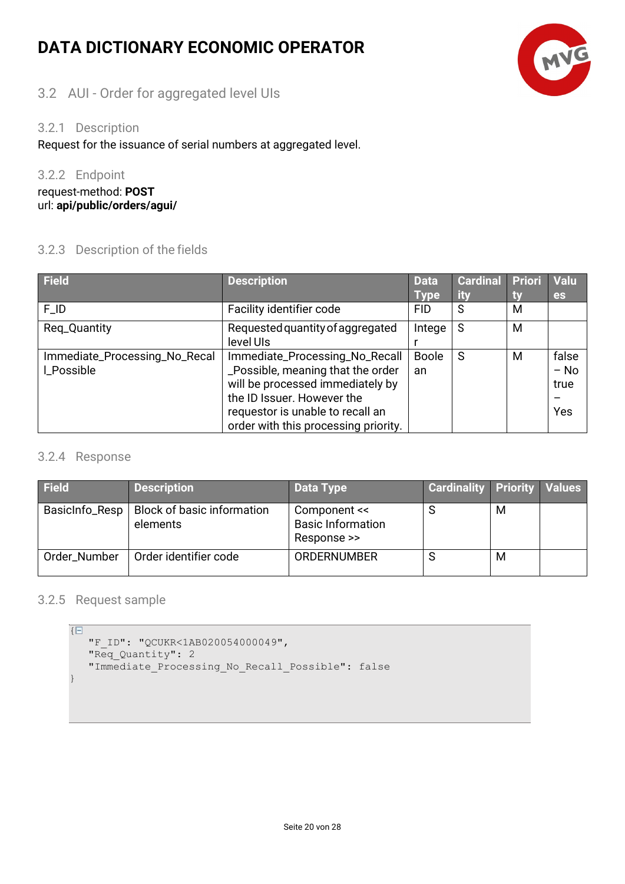## 3.2 AUI - Order for aggregated level UIs

### 3.2.1 Description

Request for the issuance of serial numbers at aggregated level.

### 3.2.2 Endpoint

request-method: **POST**
url: **api/public/orders/agui/**

### 3.2.3 Description of the fields

| Field | Description | Data Type | Cardinality | Priority | Values |
|---|---|---|---|---|---|
| F_ID | Facility identifier code | FID | S | M | |
| Req_Quantity | Requested quantity of aggregated level UIs | Integer | S | M | |
| Immediate_Processing_No_Recall_Possible | Immediate_Processing_No_Recall_Possible, meaning that the order will be processed immediately by the ID Issuer. However the requestor is unable to recall an order with this processing priority. | Boolean | S | M | false – No<br>true – Yes |

### 3.2.4 Response

| Field | Description | Data Type | Cardinality | Priority | Values |
|---|---|---|---|---|---|
| BasicInfo_Resp | Block of basic information elements | Component << Basic Information Response >> | S | M | |
| Order_Number | Order identifier code | ORDERNUMBER | S | M | |

### 3.2.5 Request sample

```
{
   "F_ID": "QCUKR<1AB020054000049",
   "Req_Quantity": 2
   "Immediate_Processing_No_Recall_Possible": false
}
```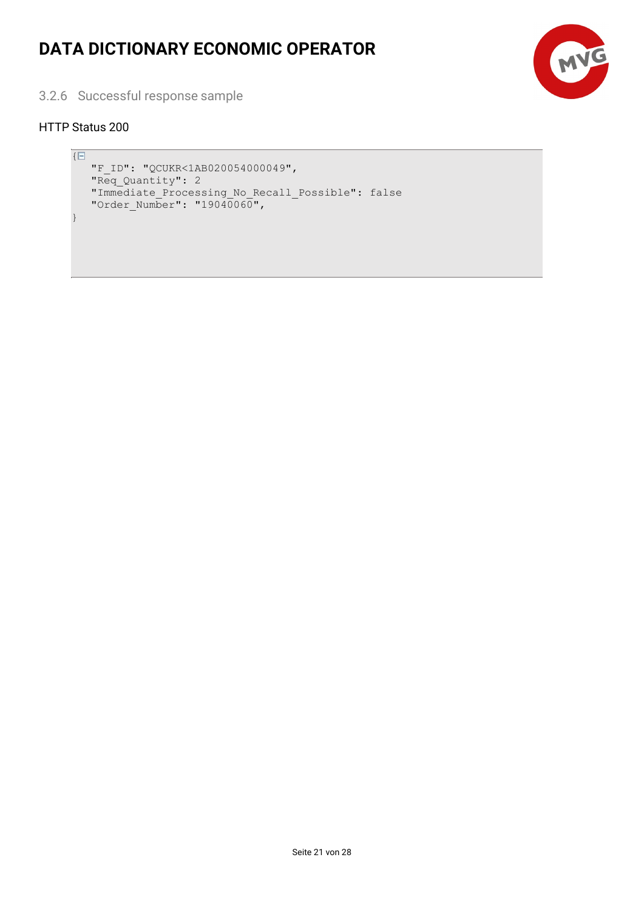### 3.2.6 Successful response sample

HTTP Status 200

```
{
   "F_ID": "QCUKR<1AB020054000049",
   "Req_Quantity": 2
   "Immediate_Processing_No_Recall_Possible": false
   "Order_Number": "19040060",
}
```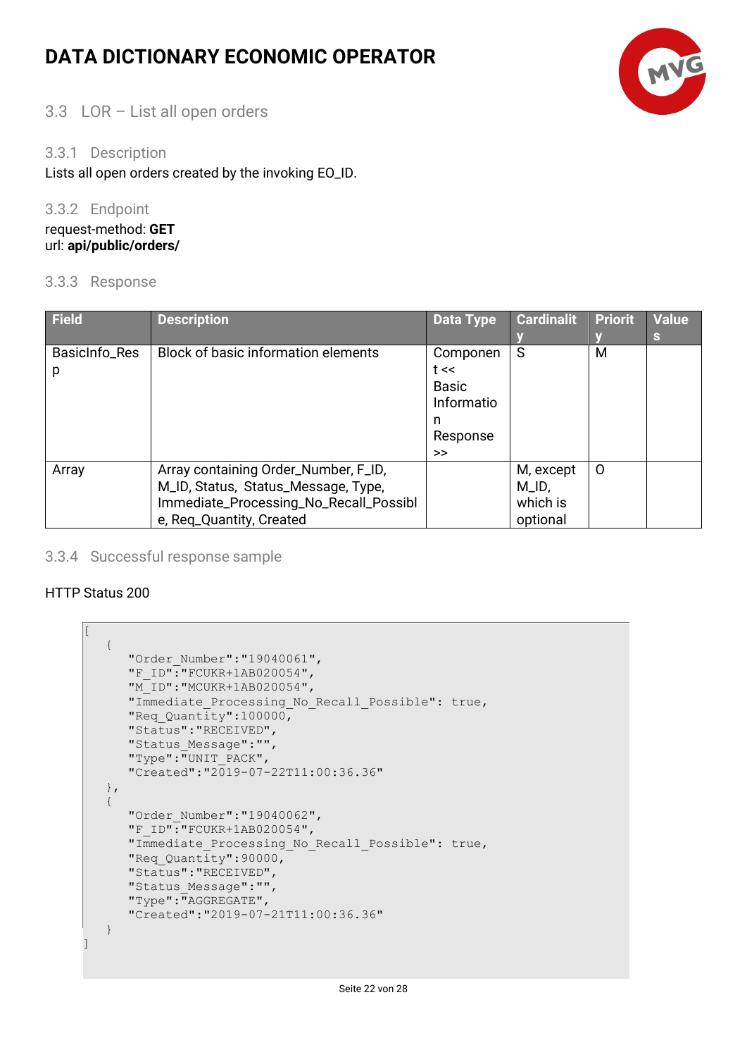### 3.3 LOR – List all open orders

#### 3.3.1 Description

Lists all open orders created by the invoking EO_ID.

#### 3.3.2 Endpoint

request-method: **GET**
url: **api/public/orders/**

#### 3.3.3 Response

| Field | Description | Data Type | Cardinality | Priority | Values |
|---|---|---|---|---|---|
| BasicInfo_Resp | Block of basic information elements | Component << Basic Information Response >> | S | M | |
| Array | Array containing Order_Number, F_ID, M_ID, Status, Status_Message, Type, Immediate_Processing_No_Recall_Possible, Req_Quantity, Created | | M, except M_ID, which is optional | O | |

#### 3.3.4 Successful response sample

HTTP Status 200

```
[
   {
      "Order_Number":"19040061",
      "F_ID":"FCUKR+1AB020054",
      "M_ID":"MCUKR+1AB020054",
      "Immediate_Processing_No_Recall_Possible": true,
      "Req_Quantity":100000,
      "Status":"RECEIVED",
      "Status_Message":"",
      "Type":"UNIT_PACK",
      "Created":"2019-07-22T11:00:36.36"
   },
   {
      "Order_Number":"19040062",
      "F_ID":"FCUKR+1AB020054",
      "Immediate_Processing_No_Recall_Possible": true,
      "Req_Quantity":90000,
      "Status":"RECEIVED",
      "Status_Message":"",
      "Type":"AGGREGATE",
      "Created":"2019-07-21T11:00:36.36"
   }
]
```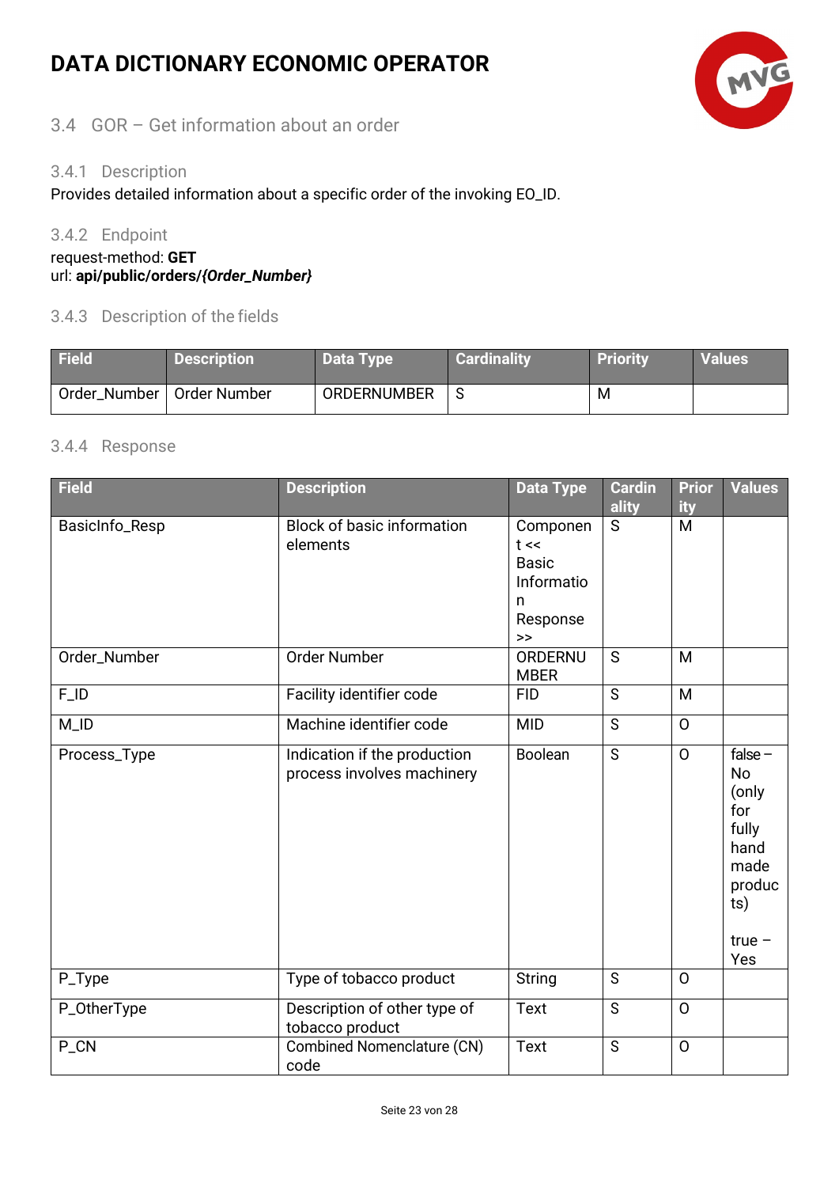# DATA DICTIONARY ECONOMIC OPERATOR

## 3.4 GOR – Get information about an order

### 3.4.1 Description

Provides detailed information about a specific order of the invoking EO_ID.

### 3.4.2 Endpoint

request-method: **GET**
url: **api/public/orders/*{Order_Number}***

### 3.4.3 Description of the fields

| Field | Description | Data Type | Cardinality | Priority | Values |
|---|---|---|---|---|---|
| Order_Number | Order Number | ORDERNUMBER | S | M | |

### 3.4.4 Response

| Field | Description | Data Type | Cardinality | Priority | Values |
|---|---|---|---|---|---|
| BasicInfo_Resp | Block of basic information elements | Component << Basic Information Response >> | S | M | |
| Order_Number | Order Number | ORDERNUMBER | S | M | |
| F_ID | Facility identifier code | FID | S | M | |
| M_ID | Machine identifier code | MID | S | O | |
| Process_Type | Indication if the production process involves machinery | Boolean | S | O | false – No (only for fully hand made products)<br><br>true – Yes |
| P_Type | Type of tobacco product | String | S | O | |
| P_OtherType | Description of other type of tobacco product | Text | S | O | |
| P_CN | Combined Nomenclature (CN) code | Text | S | O | |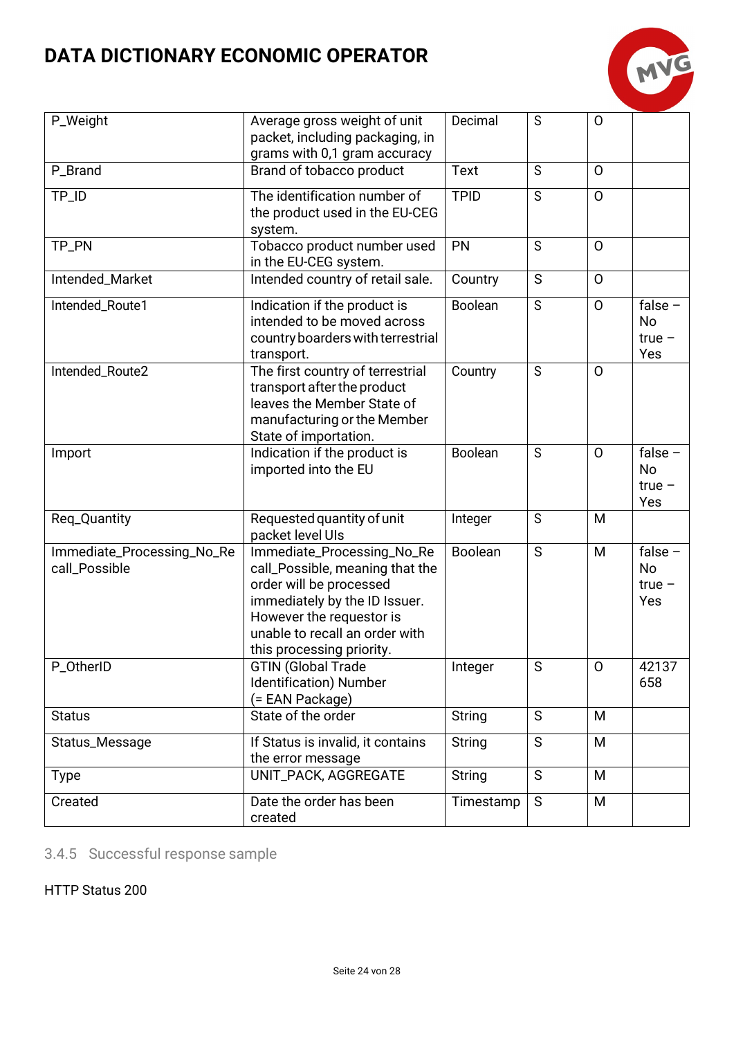| P_Weight | Average gross weight of unit packet, including packaging, in grams with 0,1 gram accuracy | Decimal | S | O | |
|---|---|---|---|---|---|
| P_Brand | Brand of tobacco product | Text | S | O | |
| TP_ID | The identification number of the product used in the EU-CEG system. | TPID | S | O | |
| TP_PN | Tobacco product number used in the EU-CEG system. | PN | S | O | |
| Intended_Market | Intended country of retail sale. | Country | S | O | |
| Intended_Route1 | Indication if the product is intended to be moved across country boarders with terrestrial transport. | Boolean | S | O | false – No true – Yes |
| Intended_Route2 | The first country of terrestrial transport after the product leaves the Member State of manufacturing or the Member State of importation. | Country | S | O | |
| Import | Indication if the product is imported into the EU | Boolean | S | O | false – No true – Yes |
| Req_Quantity | Requested quantity of unit packet level UIs | Integer | S | M | |
| Immediate_Processing_No_Recall_Possible | Immediate_Processing_No_Recall_Possible, meaning that the order will be processed immediately by the ID Issuer. However the requestor is unable to recall an order with this processing priority. | Boolean | S | M | false – No true – Yes |
| P_OtherID | GTIN (Global Trade Identification) Number (= EAN Package) | Integer | S | O | 42137658 |
| Status | State of the order | String | S | M | |
| Status_Message | If Status is invalid, it contains the error message | String | S | M | |
| Type | UNIT_PACK, AGGREGATE | String | S | M | |
| Created | Date the order has been created | Timestamp | S | M | |

### 3.4.5 Successful response sample

HTTP Status 200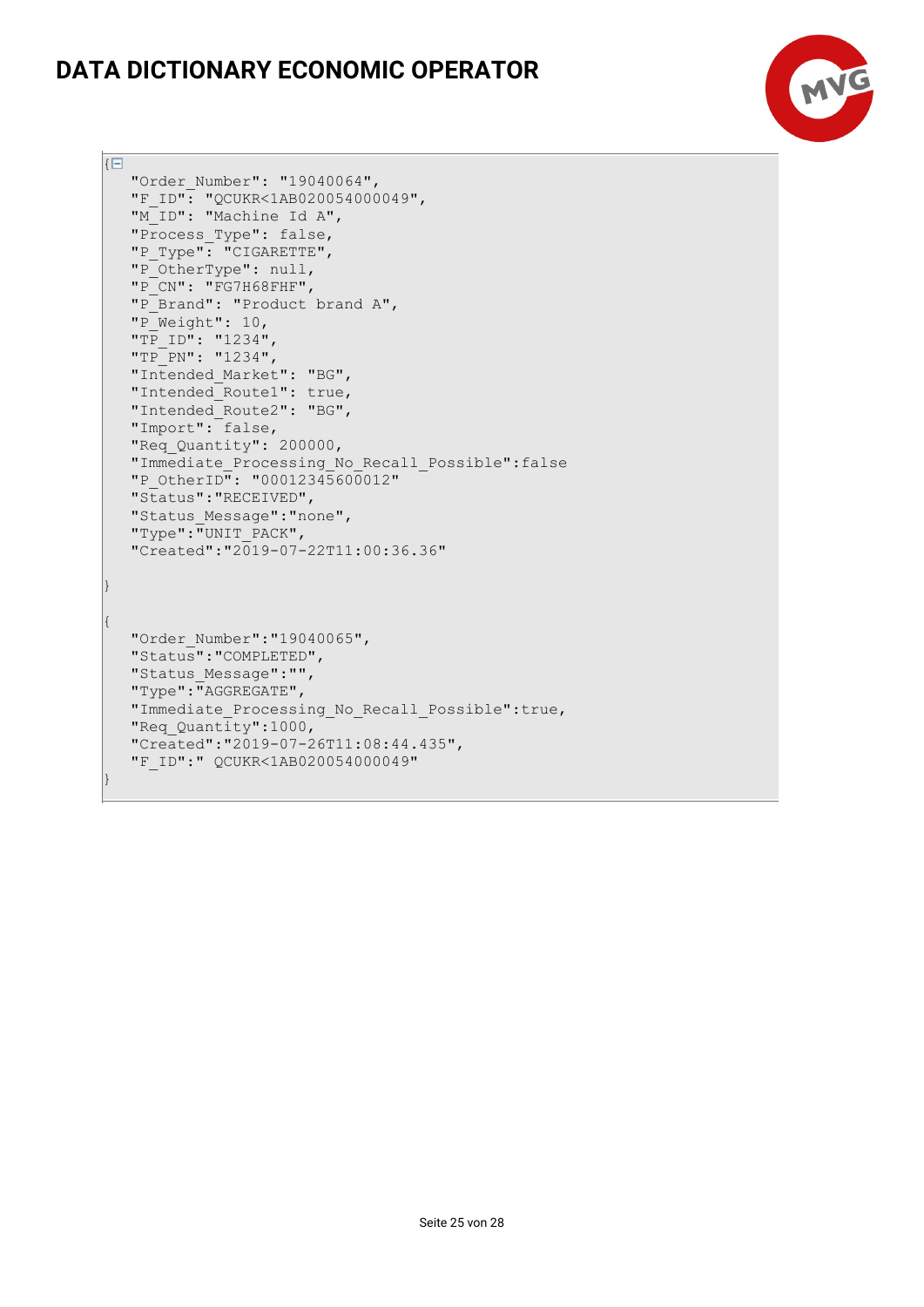# DATA DICTIONARY ECONOMIC OPERATOR

```
{
   "Order_Number": "19040064",
   "F_ID": "QCUKR<1AB020054000049",
   "M_ID": "Machine Id A",
   "Process_Type": false,
   "P_Type": "CIGARETTE",
   "P_OtherType": null,
   "P_CN": "FG7H68FHF",
   "P_Brand": "Product brand A",
   "P_Weight": 10,
   "TP_ID": "1234",
   "TP_PN": "1234",
   "Intended_Market": "BG",
   "Intended_Route1": true,
   "Intended_Route2": "BG",
   "Import": false,
   "Req_Quantity": 200000,
   "Immediate_Processing_No_Recall_Possible":false
   "P_OtherID": "00012345600012"
   "Status":"RECEIVED",
   "Status_Message":"none",
   "Type":"UNIT_PACK",
   "Created":"2019-07-22T11:00:36.36"

}

{
   "Order_Number":"19040065",
   "Status":"COMPLETED",
   "Status_Message":"",
   "Type":"AGGREGATE",
   "Immediate_Processing_No_Recall_Possible":true,
   "Req_Quantity":1000,
   "Created":"2019-07-26T11:08:44.435",
   "F_ID":" QCUKR<1AB020054000049"
}
```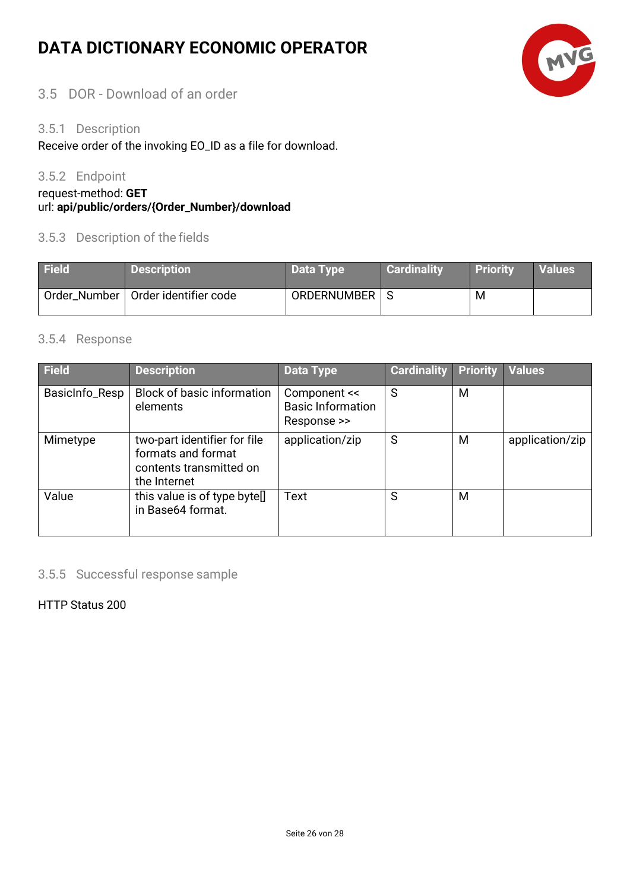# DATA DICTIONARY ECONOMIC OPERATOR

## 3.5 DOR - Download of an order

### 3.5.1 Description

Receive order of the invoking EO_ID as a file for download.

### 3.5.2 Endpoint

request-method: **GET**
url: **api/public/orders/{Order_Number}/download**

### 3.5.3 Description of the fields

| Field | Description | Data Type | Cardinality | Priority | Values |
|---|---|---|---|---|---|
| Order_Number | Order identifier code | ORDERNUMBER | S | M | |

### 3.5.4 Response

| Field | Description | Data Type | Cardinality | Priority | Values |
|---|---|---|---|---|---|
| BasicInfo_Resp | Block of basic information elements | Component << Basic Information Response >> | S | M | |
| Mimetype | two-part identifier for file formats and format contents transmitted on the Internet | application/zip | S | M | application/zip |
| Value | this value is of type byte[] in Base64 format. | Text | S | M | |

### 3.5.5 Successful response sample

HTTP Status 200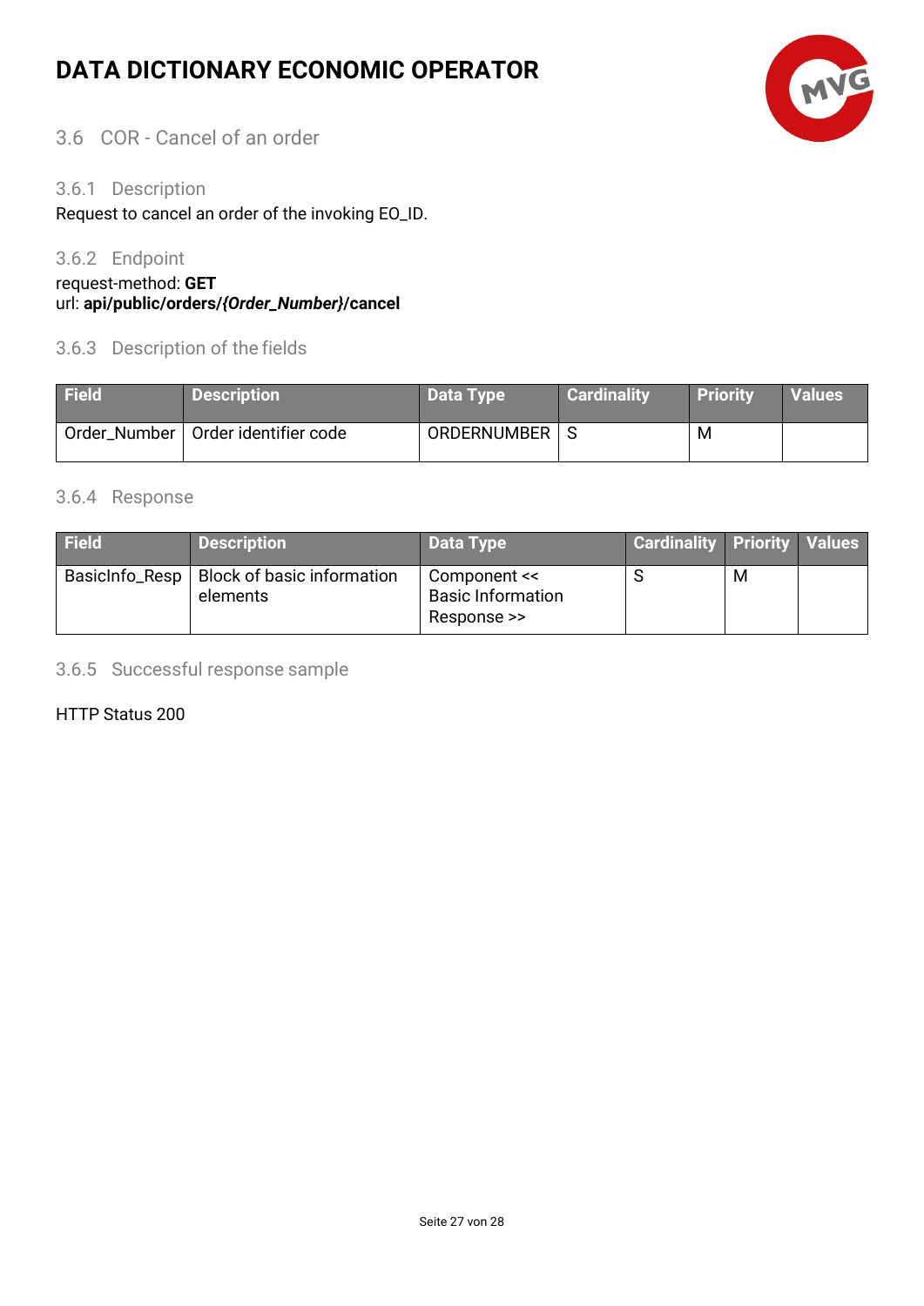## 3.6 COR - Cancel of an order

### 3.6.1 Description

Request to cancel an order of the invoking EO_ID.

### 3.6.2 Endpoint

request-method: **GET**
url: **api/public/orders/*{Order_Number}*/cancel**

### 3.6.3 Description of the fields

| Field | Description | Data Type | Cardinality | Priority | Values |
|---|---|---|---|---|---|
| Order_Number | Order identifier code | ORDERNUMBER | S | M | |

### 3.6.4 Response

| Field | Description | Data Type | Cardinality | Priority | Values |
|---|---|---|---|---|---|
| BasicInfo_Resp | Block of basic information elements | Component << Basic Information Response >> | S | M | |

### 3.6.5 Successful response sample

HTTP Status 200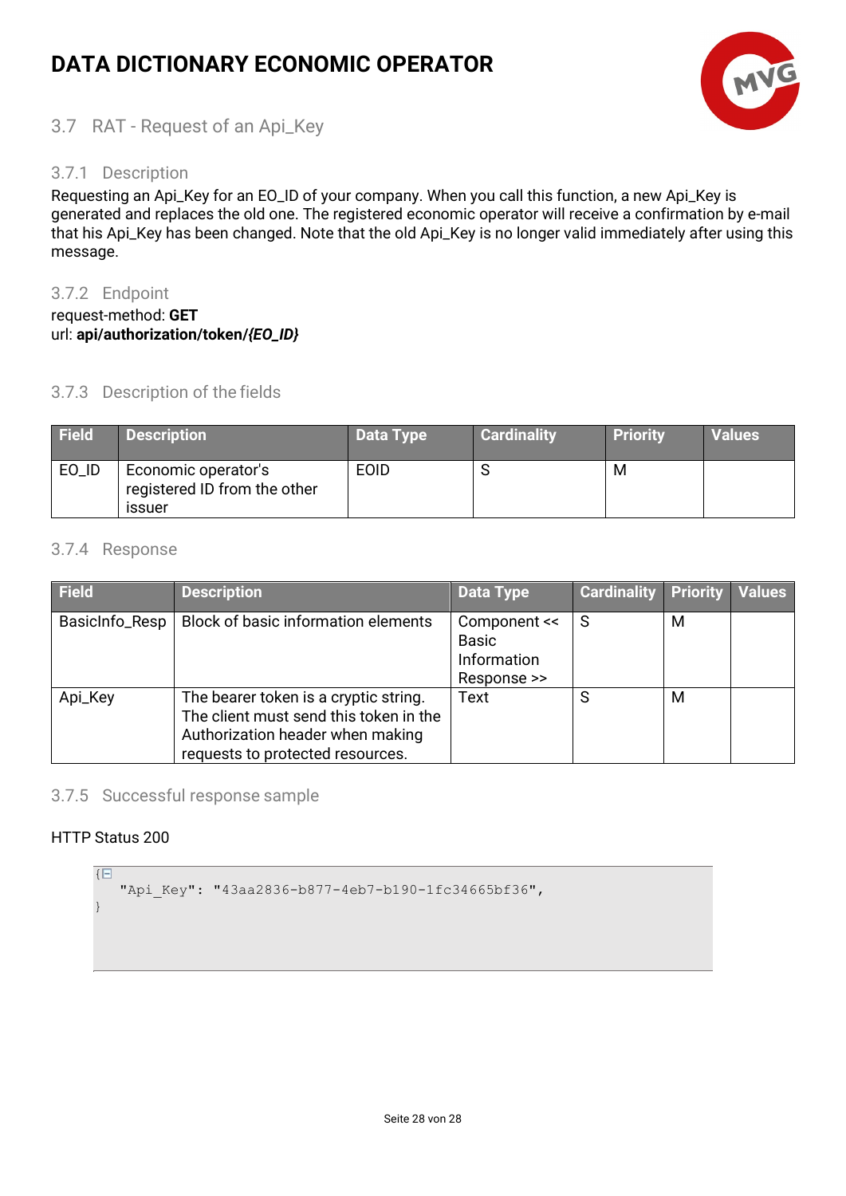## 3.7 RAT - Request of an Api_Key

### 3.7.1 Description

Requesting an Api_Key for an EO_ID of your company. When you call this function, a new Api_Key is generated and replaces the old one. The registered economic operator will receive a confirmation by e-mail that his Api_Key has been changed. Note that the old Api_Key is no longer valid immediately after using this message.

### 3.7.2 Endpoint

request-method: **GET**
url: **api/authorization/token/*{EO_ID}***

### 3.7.3 Description of the fields

| Field | Description | Data Type | Cardinality | Priority | Values |
|---|---|---|---|---|---|
| EO_ID | Economic operator's registered ID from the other issuer | EOID | S | M | |

### 3.7.4 Response

| Field | Description | Data Type | Cardinality | Priority | Values |
|---|---|---|---|---|---|
| BasicInfo_Resp | Block of basic information elements | Component << Basic Information Response >> | S | M | |
| Api_Key | The bearer token is a cryptic string. The client must send this token in the Authorization header when making requests to protected resources. | Text | S | M | |

### 3.7.5 Successful response sample

HTTP Status 200

```
{
   "Api_Key": "43aa2836-b877-4eb7-b190-1fc34665bf36",
}
```